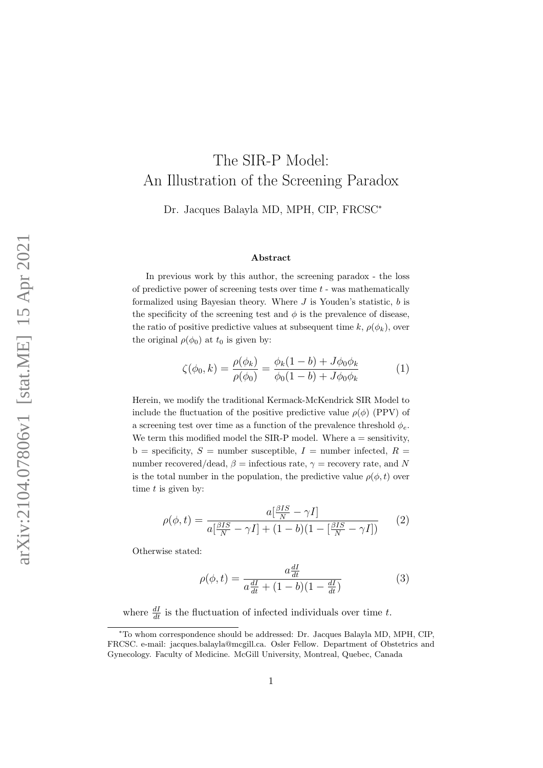# The SIR-P Model: An Illustration of the Screening Paradox

Dr. Jacques Balayla MD, MPH, CIP, FRCSC*

### Abstract

In previous work by this author, the screening paradox - the loss of predictive power of screening tests over time $t$ - was mathematically formalized using Bayesian theory. Where $J$ is Youden's statistic, $b$ is the specificity of the screening test and $\phi$ is the prevalence of disease, the ratio of positive predictive values at subsequent time $k$, $\rho(\phi_k)$, over the original $\rho(\phi_0)$ at $t_0$ is given by:

$$\zeta(\phi_0, k) = \frac{\rho(\phi_k)}{\rho(\phi_0)} = \frac{\phi_k(1-b) + J\phi_0\phi_k}{\phi_0(1-b) + J\phi_0\phi_k} \tag{1}$$

Herein, we modify the traditional Kermack-McKendrick SIR Model to include the fluctuation of the positive predictive value $\rho(\phi)$ (PPV) of a screening test over time as a function of the prevalence threshold $\phi_e$. We term this modified model the SIR-P model. Where a = sensitivity, b = specificity, $S$ = number susceptible, $I$ = number infected, $R$ = number recovered/dead, $\beta$ = infectious rate, $\gamma$ = recovery rate, and $N$ is the total number in the population, the predictive value $\rho(\phi, t)$ over time $t$ is given by:

$$\rho(\phi, t) = \frac{a[\frac{\beta IS}{N} - \gamma I]}{a[\frac{\beta IS}{N} - \gamma I] + (1-b)(1 - [\frac{\beta IS}{N} - \gamma I])} \tag{2}$$

Otherwise stated:

$$\rho(\phi, t) = \frac{a\frac{dI}{dt}}{a\frac{dI}{dt} + (1-b)(1 - \frac{dI}{dt})} \tag{3}$$

where $\frac{dI}{dt}$ is the fluctuation of infected individuals over time $t$.

---

*To whom correspondence should be addressed: Dr. Jacques Balayla MD, MPH, CIP, FRCSC. e-mail: jacques.balayla@mcgill.ca. Osler Fellow. Department of Obstetrics and Gynecology. Faculty of Medicine. McGill University, Montreal, Quebec, Canada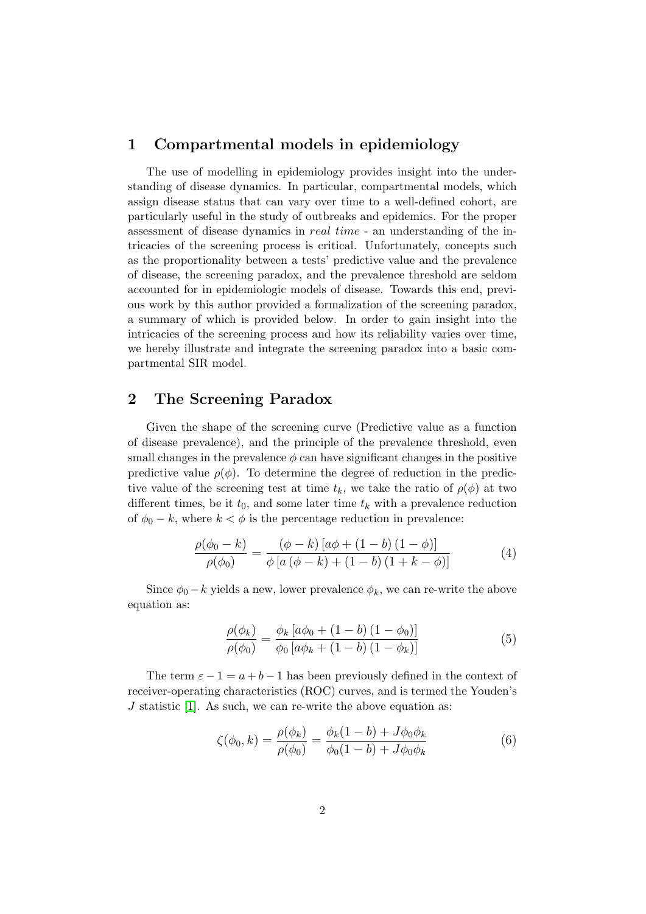## 1 Compartmental models in epidemiology

The use of modelling in epidemiology provides insight into the understanding of disease dynamics. In particular, compartmental models, which assign disease status that can vary over time to a well-defined cohort, are particularly useful in the study of outbreaks and epidemics. For the proper assessment of disease dynamics in *real time* - an understanding of the intricacies of the screening process is critical. Unfortunately, concepts such as the proportionality between a tests' predictive value and the prevalence of disease, the screening paradox, and the prevalence threshold are seldom accounted for in epidemiologic models of disease. Towards this end, previous work by this author provided a formalization of the screening paradox, a summary of which is provided below. In order to gain insight into the intricacies of the screening process and how its reliability varies over time, we hereby illustrate and integrate the screening paradox into a basic compartmental SIR model.

## 2 The Screening Paradox

Given the shape of the screening curve (Predictive value as a function of disease prevalence), and the principle of the prevalence threshold, even small changes in the prevalence $\phi$ can have significant changes in the positive predictive value $\rho(\phi)$. To determine the degree of reduction in the predictive value of the screening test at time $t_k$, we take the ratio of $\rho(\phi)$ at two different times, be it $t_0$, and some later time $t_k$ with a prevalence reduction of $\phi_0 - k$, where $k < \phi$ is the percentage reduction in prevalence:

$$\frac{\rho(\phi_0 - k)}{\rho(\phi_0)} = \frac{(\phi - k)\left[a\phi + (1-b)(1-\phi)\right]}{\phi\left[a(\phi - k) + (1-b)(1+k-\phi)\right]} \tag{4}$$

Since $\phi_0 - k$ yields a new, lower prevalence $\phi_k$, we can re-write the above equation as:

$$\frac{\rho(\phi_k)}{\rho(\phi_0)} = \frac{\phi_k\left[a\phi_0 + (1-b)(1-\phi_0)\right]}{\phi_0\left[a\phi_k + (1-b)(1-\phi_k)\right]} \tag{5}$$

The term $\varepsilon - 1 = a + b - 1$ has been previously defined in the context of receiver-operating characteristics (ROC) curves, and is termed the Youden's $J$ statistic [1]. As such, we can re-write the above equation as:

$$\zeta(\phi_0, k) = \frac{\rho(\phi_k)}{\rho(\phi_0)} = \frac{\phi_k(1-b) + J\phi_0\phi_k}{\phi_0(1-b) + J\phi_0\phi_k} \tag{6}$$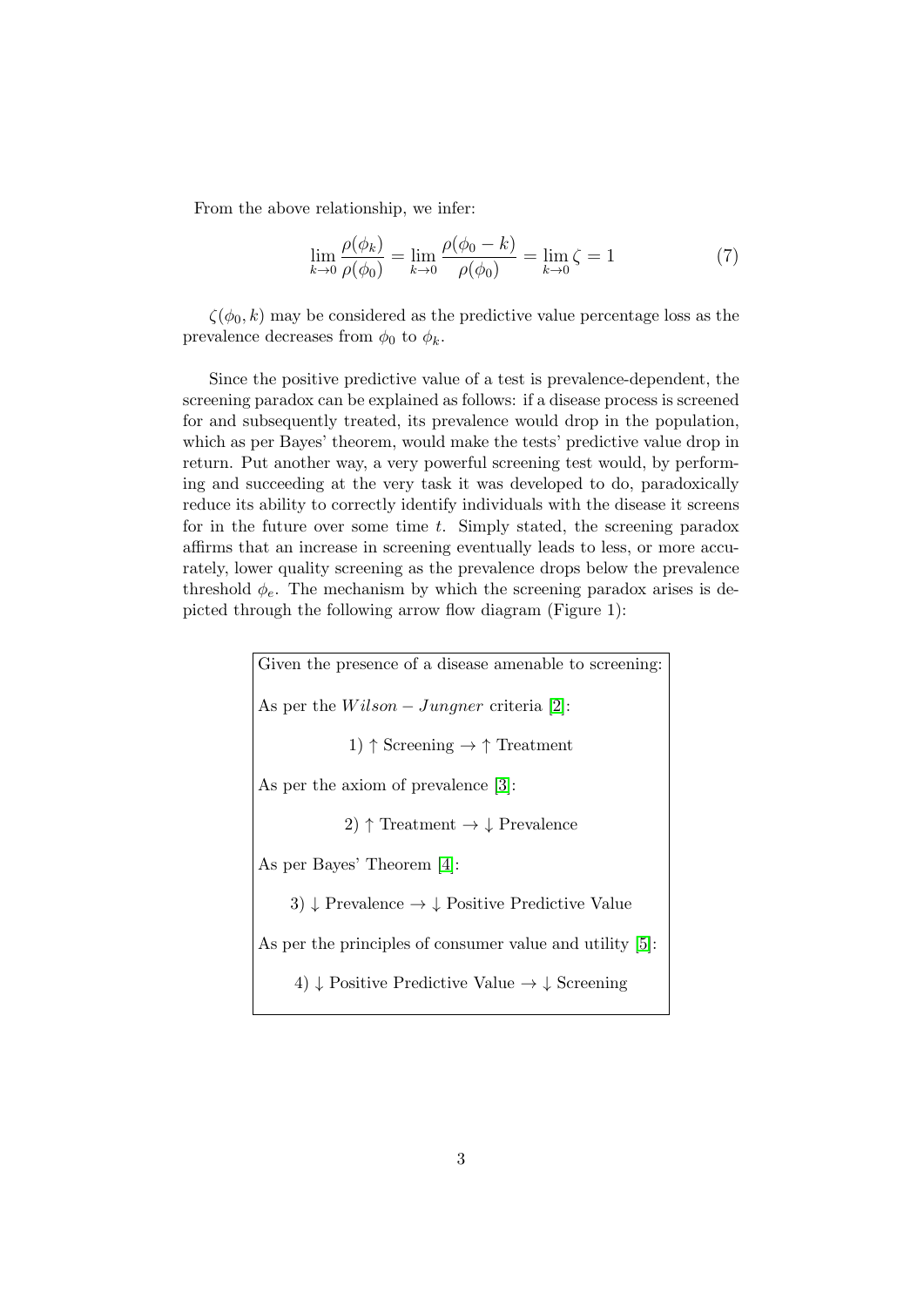From the above relationship, we infer:

$$\lim_{k \to 0} \frac{\rho(\phi_k)}{\rho(\phi_0)} = \lim_{k \to 0} \frac{\rho(\phi_0 - k)}{\rho(\phi_0)} = \lim_{k \to 0} \zeta = 1 \tag{7}$$

$\zeta(\phi_0, k)$ may be considered as the predictive value percentage loss as the prevalence decreases from $\phi_0$ to $\phi_k$.

Since the positive predictive value of a test is prevalence-dependent, the screening paradox can be explained as follows: if a disease process is screened for and subsequently treated, its prevalence would drop in the population, which as per Bayes' theorem, would make the tests' predictive value drop in return. Put another way, a very powerful screening test would, by performing and succeeding at the very task it was developed to do, paradoxically reduce its ability to correctly identify individuals with the disease it screens for in the future over some time $t$. Simply stated, the screening paradox affirms that an increase in screening eventually leads to less, or more accurately, lower quality screening as the prevalence drops below the prevalence threshold $\phi_e$. The mechanism by which the screening paradox arises is depicted through the following arrow flow diagram (Figure 1):

Given the presence of a disease amenable to screening:

As per the $Wilson - Jungner$ criteria [2]:

1) $\uparrow$ Screening $\rightarrow$ $\uparrow$ Treatment

As per the axiom of prevalence [3]:

2) $\uparrow$ Treatment $\rightarrow$ $\downarrow$ Prevalence

As per Bayes' Theorem [4]:

3) $\downarrow$ Prevalence $\rightarrow$ $\downarrow$ Positive Predictive Value

As per the principles of consumer value and utility [5]:

4) $\downarrow$ Positive Predictive Value $\rightarrow$ $\downarrow$ Screening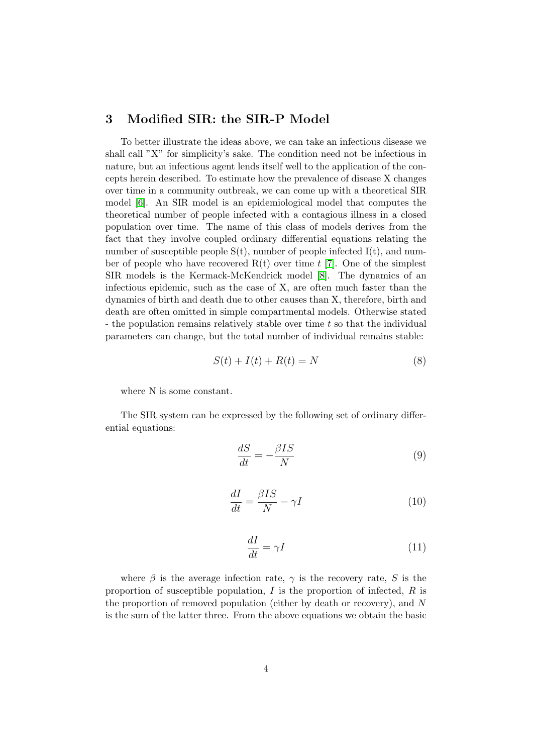## 3 Modified SIR: the SIR-P Model

To better illustrate the ideas above, we can take an infectious disease we shall call "X" for simplicity's sake. The condition need not be infectious in nature, but an infectious agent lends itself well to the application of the concepts herein described. To estimate how the prevalence of disease X changes over time in a community outbreak, we can come up with a theoretical SIR model [6]. An SIR model is an epidemiological model that computes the theoretical number of people infected with a contagious illness in a closed population over time. The name of this class of models derives from the fact that they involve coupled ordinary differential equations relating the number of susceptible people S(t), number of people infected I(t), and number of people who have recovered R(t) over time $t$ [7]. One of the simplest SIR models is the Kermack-McKendrick model [8]. The dynamics of an infectious epidemic, such as the case of X, are often much faster than the dynamics of birth and death due to other causes than X, therefore, birth and death are often omitted in simple compartmental models. Otherwise stated - the population remains relatively stable over time $t$ so that the individual parameters can change, but the total number of individual remains stable:

$$S(t) + I(t) + R(t) = N \tag{8}$$

where N is some constant.

The SIR system can be expressed by the following set of ordinary differential equations:

$$\frac{dS}{dt} = -\frac{\beta IS}{N} \tag{9}$$

$$\frac{dI}{dt} = \frac{\beta IS}{N} - \gamma I \tag{10}$$

$$\frac{dI}{dt} = \gamma I \tag{11}$$

where $\beta$ is the average infection rate, $\gamma$ is the recovery rate, $S$ is the proportion of susceptible population, $I$ is the proportion of infected, $R$ is the proportion of removed population (either by death or recovery), and $N$ is the sum of the latter three. From the above equations we obtain the basic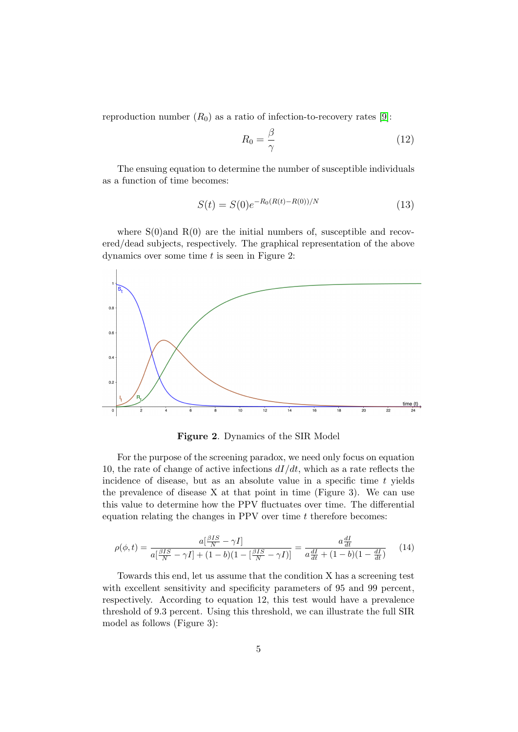reproduction number ($R_0$) as a ratio of infection-to-recovery rates [9]:

$$R_0 = \frac{\beta}{\gamma} \tag{12}$$

The ensuing equation to determine the number of susceptible individuals as a function of time becomes:

$$S(t) = S(0)e^{-R_0(R(t)-R(0))/N} \tag{13}$$

where S(0)and R(0) are the initial numbers of, susceptible and recovered/dead subjects, respectively. The graphical representation of the above dynamics over some time $t$ is seen in Figure 2:

**Figure 2**. Dynamics of the SIR Model

For the purpose of the screening paradox, we need only focus on equation 10, the rate of change of active infections $dI/dt$, which as a rate reflects the incidence of disease, but as an absolute value in a specific time $t$ yields the prevalence of disease X at that point in time (Figure 3). We can use this value to determine how the PPV fluctuates over time. The differential equation relating the changes in PPV over time $t$ therefore becomes:

$$\rho(\phi, t) = \frac{a[\frac{\beta IS}{N} - \gamma I]}{a[\frac{\beta IS}{N} - \gamma I] + (1-b)(1 - [\frac{\beta IS}{N} - \gamma I])} = \frac{a\frac{dI}{dt}}{a\frac{dI}{dt} + (1-b)(1 - \frac{dI}{dt})} \tag{14}$$

Towards this end, let us assume that the condition X has a screening test with excellent sensitivity and specificity parameters of 95 and 99 percent, respectively. According to equation 12, this test would have a prevalence threshold of 9.3 percent. Using this threshold, we can illustrate the full SIR model as follows (Figure 3):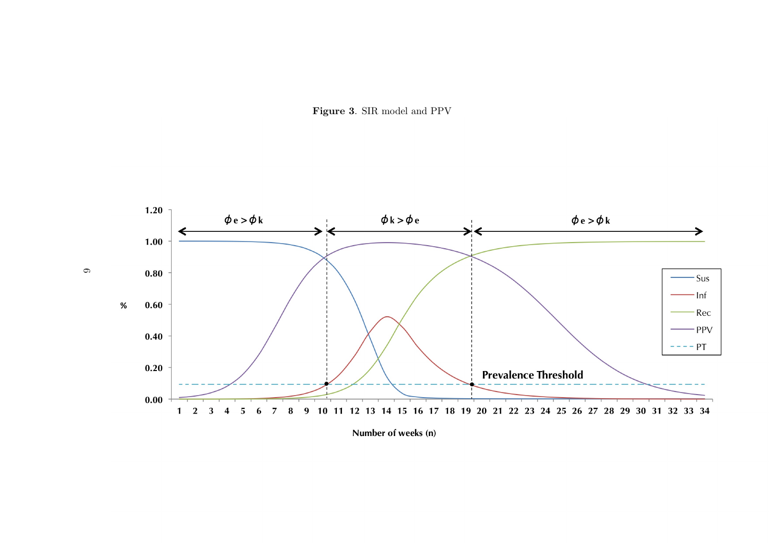**Figure 3**. SIR model and PPV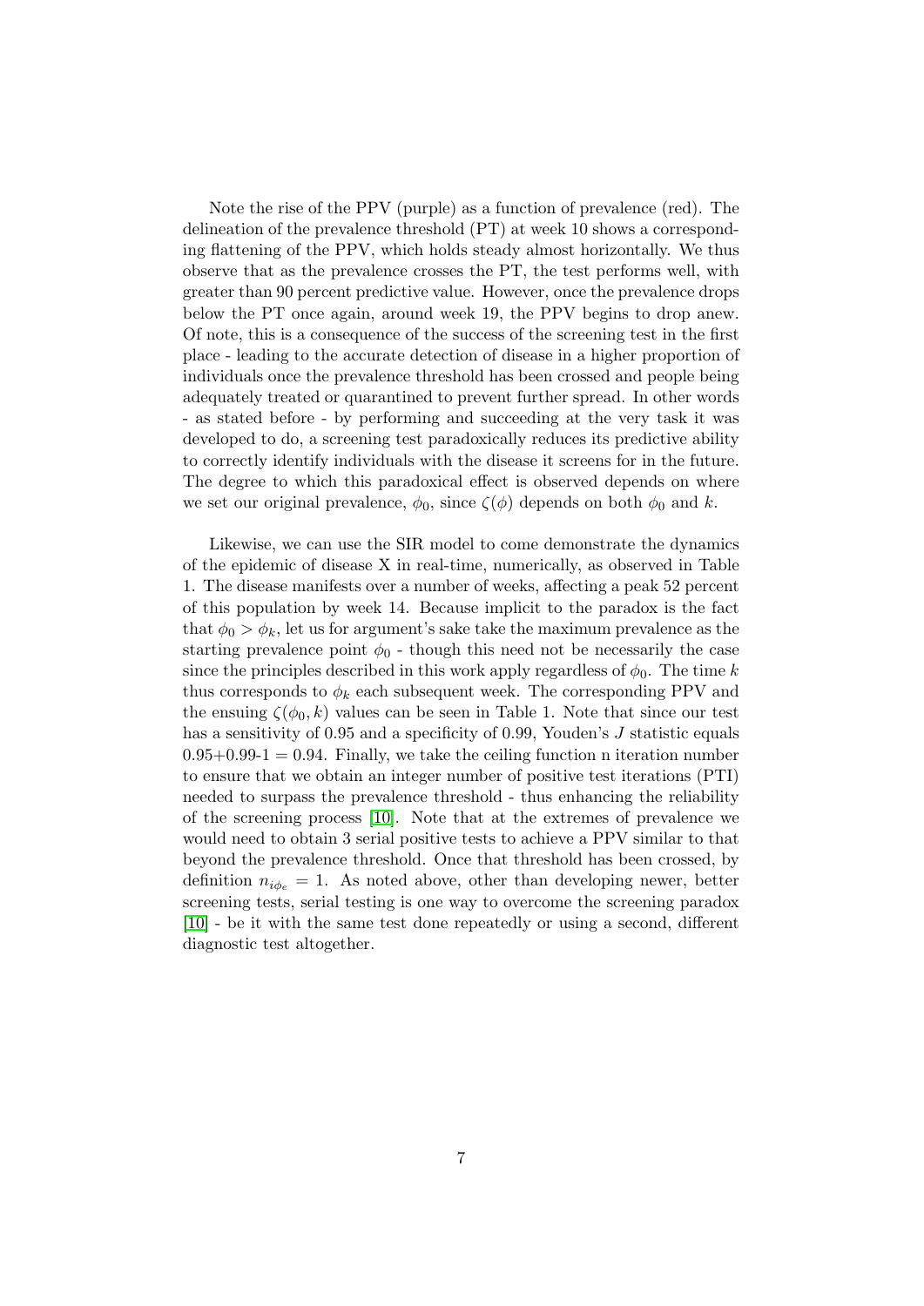Note the rise of the PPV (purple) as a function of prevalence (red). The delineation of the prevalence threshold (PT) at week 10 shows a corresponding flattening of the PPV, which holds steady almost horizontally. We thus observe that as the prevalence crosses the PT, the test performs well, with greater than 90 percent predictive value. However, once the prevalence drops below the PT once again, around week 19, the PPV begins to drop anew. Of note, this is a consequence of the success of the screening test in the first place - leading to the accurate detection of disease in a higher proportion of individuals once the prevalence threshold has been crossed and people being adequately treated or quarantined to prevent further spread. In other words - as stated before - by performing and succeeding at the very task it was developed to do, a screening test paradoxically reduces its predictive ability to correctly identify individuals with the disease it screens for in the future. The degree to which this paradoxical effect is observed depends on where we set our original prevalence, $\phi_0$, since $\zeta(\phi)$ depends on both $\phi_0$ and $k$.

Likewise, we can use the SIR model to come demonstrate the dynamics of the epidemic of disease X in real-time, numerically, as observed in Table 1. The disease manifests over a number of weeks, affecting a peak 52 percent of this population by week 14. Because implicit to the paradox is the fact that $\phi_0 > \phi_k$, let us for argument's sake take the maximum prevalence as the starting prevalence point $\phi_0$ - though this need not be necessarily the case since the principles described in this work apply regardless of $\phi_0$. The time $k$ thus corresponds to $\phi_k$ each subsequent week. The corresponding PPV and the ensuing $\zeta(\phi_0, k)$ values can be seen in Table 1. Note that since our test has a sensitivity of 0.95 and a specificity of 0.99, Youden's $J$ statistic equals $0.95+0.99-1 = 0.94$. Finally, we take the ceiling function n iteration number to ensure that we obtain an integer number of positive test iterations (PTI) needed to surpass the prevalence threshold - thus enhancing the reliability of the screening process [10]. Note that at the extremes of prevalence we would need to obtain 3 serial positive tests to achieve a PPV similar to that beyond the prevalence threshold. Once that threshold has been crossed, by definition $n_{i\phi_e} = 1$. As noted above, other than developing newer, better screening tests, serial testing is one way to overcome the screening paradox [10] - be it with the same test done repeatedly or using a second, different diagnostic test altogether.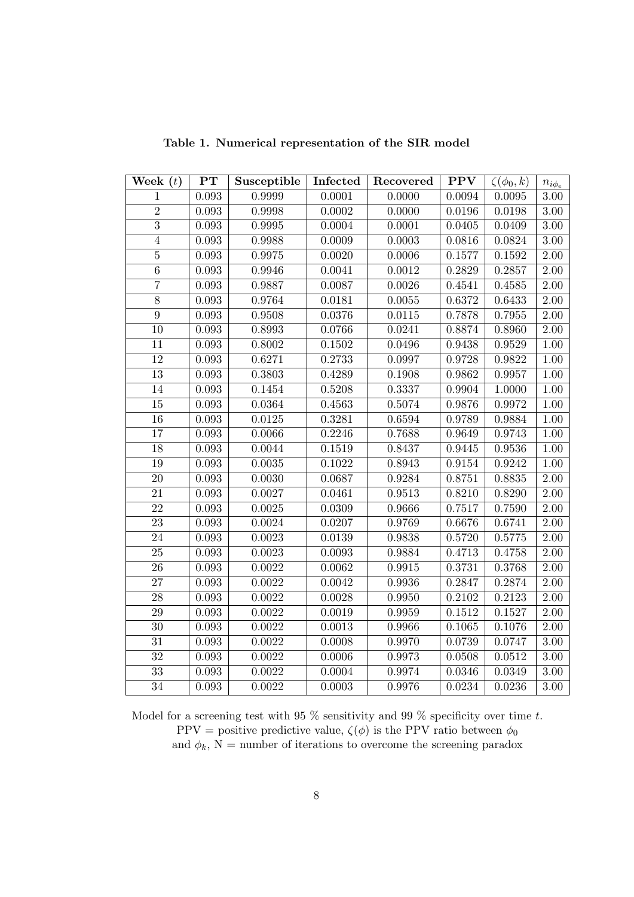**Table 1. Numerical representation of the SIR model**

| Week ($t$) | PT | Susceptible | Infected | Recovered | PPV | $\zeta(\phi_0, k)$ | $n_{i\phi_e}$ |
|---|---|---|---|---|---|---|---|
| 1 | 0.093 | 0.9999 | 0.0001 | 0.0000 | 0.0094 | 0.0095 | 3.00 |
| 2 | 0.093 | 0.9998 | 0.0002 | 0.0000 | 0.0196 | 0.0198 | 3.00 |
| 3 | 0.093 | 0.9995 | 0.0004 | 0.0001 | 0.0405 | 0.0409 | 3.00 |
| 4 | 0.093 | 0.9988 | 0.0009 | 0.0003 | 0.0816 | 0.0824 | 3.00 |
| 5 | 0.093 | 0.9975 | 0.0020 | 0.0006 | 0.1577 | 0.1592 | 2.00 |
| 6 | 0.093 | 0.9946 | 0.0041 | 0.0012 | 0.2829 | 0.2857 | 2.00 |
| 7 | 0.093 | 0.9887 | 0.0087 | 0.0026 | 0.4541 | 0.4585 | 2.00 |
| 8 | 0.093 | 0.9764 | 0.0181 | 0.0055 | 0.6372 | 0.6433 | 2.00 |
| 9 | 0.093 | 0.9508 | 0.0376 | 0.0115 | 0.7878 | 0.7955 | 2.00 |
| 10 | 0.093 | 0.8993 | 0.0766 | 0.0241 | 0.8874 | 0.8960 | 2.00 |
| 11 | 0.093 | 0.8002 | 0.1502 | 0.0496 | 0.9438 | 0.9529 | 1.00 |
| 12 | 0.093 | 0.6271 | 0.2733 | 0.0997 | 0.9728 | 0.9822 | 1.00 |
| 13 | 0.093 | 0.3803 | 0.4289 | 0.1908 | 0.9862 | 0.9957 | 1.00 |
| 14 | 0.093 | 0.1454 | 0.5208 | 0.3337 | 0.9904 | 1.0000 | 1.00 |
| 15 | 0.093 | 0.0364 | 0.4563 | 0.5074 | 0.9876 | 0.9972 | 1.00 |
| 16 | 0.093 | 0.0125 | 0.3281 | 0.6594 | 0.9789 | 0.9884 | 1.00 |
| 17 | 0.093 | 0.0066 | 0.2246 | 0.7688 | 0.9649 | 0.9743 | 1.00 |
| 18 | 0.093 | 0.0044 | 0.1519 | 0.8437 | 0.9445 | 0.9536 | 1.00 |
| 19 | 0.093 | 0.0035 | 0.1022 | 0.8943 | 0.9154 | 0.9242 | 1.00 |
| 20 | 0.093 | 0.0030 | 0.0687 | 0.9284 | 0.8751 | 0.8835 | 2.00 |
| 21 | 0.093 | 0.0027 | 0.0461 | 0.9513 | 0.8210 | 0.8290 | 2.00 |
| 22 | 0.093 | 0.0025 | 0.0309 | 0.9666 | 0.7517 | 0.7590 | 2.00 |
| 23 | 0.093 | 0.0024 | 0.0207 | 0.9769 | 0.6676 | 0.6741 | 2.00 |
| 24 | 0.093 | 0.0023 | 0.0139 | 0.9838 | 0.5720 | 0.5775 | 2.00 |
| 25 | 0.093 | 0.0023 | 0.0093 | 0.9884 | 0.4713 | 0.4758 | 2.00 |
| 26 | 0.093 | 0.0022 | 0.0062 | 0.9915 | 0.3731 | 0.3768 | 2.00 |
| 27 | 0.093 | 0.0022 | 0.0042 | 0.9936 | 0.2847 | 0.2874 | 2.00 |
| 28 | 0.093 | 0.0022 | 0.0028 | 0.9950 | 0.2102 | 0.2123 | 2.00 |
| 29 | 0.093 | 0.0022 | 0.0019 | 0.9959 | 0.1512 | 0.1527 | 2.00 |
| 30 | 0.093 | 0.0022 | 0.0013 | 0.9966 | 0.1065 | 0.1076 | 2.00 |
| 31 | 0.093 | 0.0022 | 0.0008 | 0.9970 | 0.0739 | 0.0747 | 3.00 |
| 32 | 0.093 | 0.0022 | 0.0006 | 0.9973 | 0.0508 | 0.0512 | 3.00 |
| 33 | 0.093 | 0.0022 | 0.0004 | 0.9974 | 0.0346 | 0.0349 | 3.00 |
| 34 | 0.093 | 0.0022 | 0.0003 | 0.9976 | 0.0234 | 0.0236 | 3.00 |

Model for a screening test with 95 % sensitivity and 99 % specificity over time $t$.
PPV = positive predictive value, $\zeta(\phi)$ is the PPV ratio between $\phi_0$ and $\phi_k$, N = number of iterations to overcome the screening paradox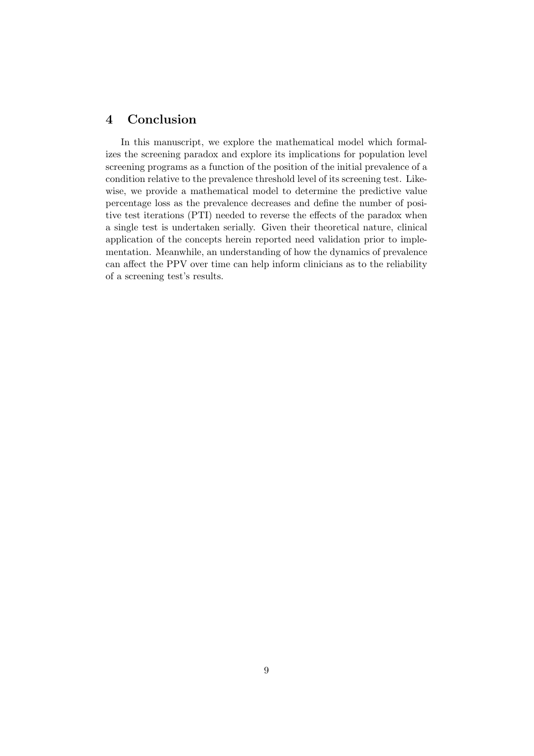## 4 Conclusion

In this manuscript, we explore the mathematical model which formalizes the screening paradox and explore its implications for population level screening programs as a function of the position of the initial prevalence of a condition relative to the prevalence threshold level of its screening test. Likewise, we provide a mathematical model to determine the predictive value percentage loss as the prevalence decreases and define the number of positive test iterations (PTI) needed to reverse the effects of the paradox when a single test is undertaken serially. Given their theoretical nature, clinical application of the concepts herein reported need validation prior to implementation. Meanwhile, an understanding of how the dynamics of prevalence can affect the PPV over time can help inform clinicians as to the reliability of a screening test's results.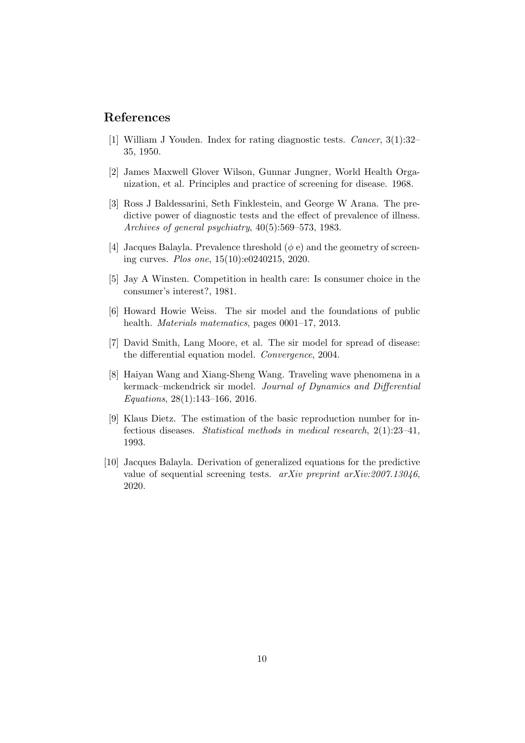## References

[1] William J Youden. Index for rating diagnostic tests. *Cancer*, 3(1):32–35, 1950.

[2] James Maxwell Glover Wilson, Gunnar Jungner, World Health Organization, et al. Principles and practice of screening for disease. 1968.

[3] Ross J Baldessarini, Seth Finklestein, and George W Arana. The predictive power of diagnostic tests and the effect of prevalence of illness. *Archives of general psychiatry*, 40(5):569–573, 1983.

[4] Jacques Balayla. Prevalence threshold ($\phi$ e) and the geometry of screening curves. *Plos one*, 15(10):e0240215, 2020.

[5] Jay A Winsten. Competition in health care: Is consumer choice in the consumer's interest?, 1981.

[6] Howard Howie Weiss. The sir model and the foundations of public health. *Materials matematics*, pages 0001–17, 2013.

[7] David Smith, Lang Moore, et al. The sir model for spread of disease: the differential equation model. *Convergence*, 2004.

[8] Haiyan Wang and Xiang-Sheng Wang. Traveling wave phenomena in a kermack–mckendrick sir model. *Journal of Dynamics and Differential Equations*, 28(1):143–166, 2016.

[9] Klaus Dietz. The estimation of the basic reproduction number for infectious diseases. *Statistical methods in medical research*, 2(1):23–41, 1993.

[10] Jacques Balayla. Derivation of generalized equations for the predictive value of sequential screening tests. *arXiv preprint arXiv:2007.13046*, 2020.